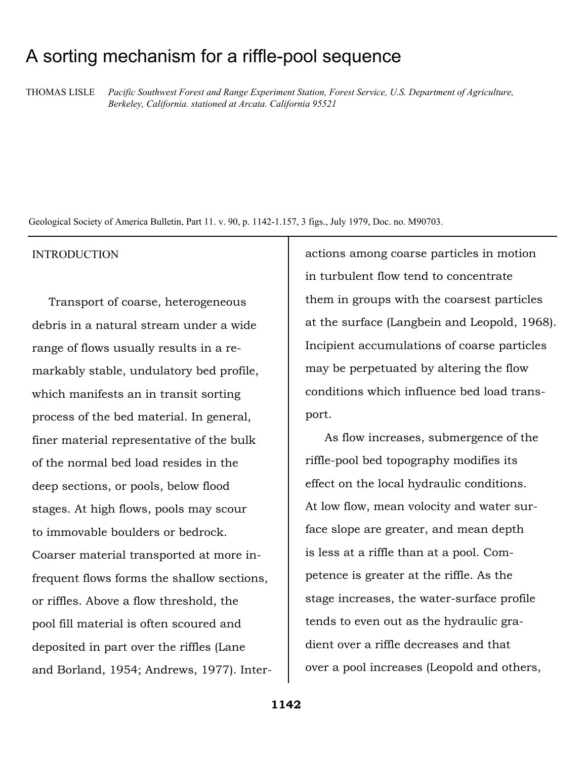# A sorting mechanism for a riffle-pool sequence

THOMAS LISLE *Pacific Southwest Forest and Range Experiment Station, Forest Service, U.S. Department of Agriculture, Berkeley, California. stationed at Arcata. California 95521*

Geological Society of America Bulletin, Part 11. v. 90, p. 1142-1.157, 3 figs., July 1979, Doc. no. M90703.

## INTRODUCTION

Transport of coarse, heterogeneous debris in a natural stream under a wide range of flows usually results in a remarkably stable, undulatory bed profile, which manifests an in transit sorting process of the bed material. In general, finer material representative of the bulk of the normal bed load resides in the deep sections, or pools, below flood stages. At high flows, pools may scour to immovable boulders or bedrock. Coarser material transported at more infrequent flows forms the shallow sections, or riffles. Above a flow threshold, the pool fill material is often scoured and deposited in part over the riffles (Lane and Borland, 1954; Andrews, 1977). Interactions among coarse particles in motion in turbulent flow tend to concentrate them in groups with the coarsest particles at the surface (Langbein and Leopold, 1968). Incipient accumulations of coarse particles may be perpetuated by altering the flow conditions which influence bed load transport.

As flow increases, submergence of the riffle-pool bed topography modifies its effect on the local hydraulic conditions. At low flow, mean volocity and water surface slope are greater, and mean depth is less at a riffle than at a pool. Competence is greater at the riffle. As the stage increases, the water-surface profile tends to even out as the hydraulic gradient over a riffle decreases and that over a pool increases (Leopold and others,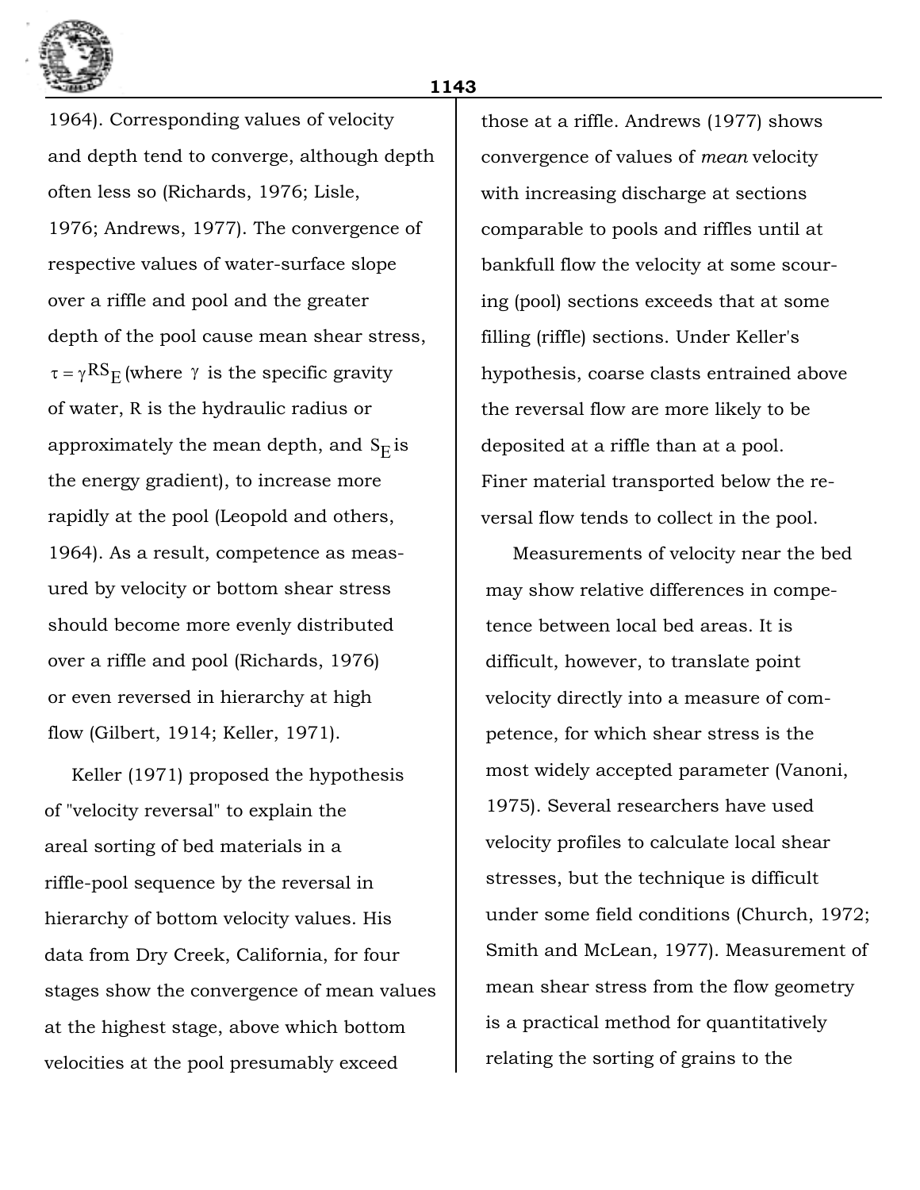1964). Corresponding values of velocity and depth tend to converge, although depth often less so (Richards, 1976; Lisle, 1976; Andrews, 1977). The convergence of respective values of water-surface slope over a riffle and pool and the greater depth of the pool cause mean shear stress, $\tau = \gamma RS_E$ (where $\gamma$ is the specific gravity of water, R is the hydraulic radius or approximately the mean depth, and $S_E$ is the energy gradient), to increase more rapidly at the pool (Leopold and others, 1964). As a result, competence as measured by velocity or bottom shear stress should become more evenly distributed over a riffle and pool (Richards, 1976) or even reversed in hierarchy at high flow (Gilbert, 1914; Keller, 1971).

Keller (1971) proposed the hypothesis of "velocity reversal" to explain the areal sorting of bed materials in a riffle-pool sequence by the reversal in hierarchy of bottom velocity values. His data from Dry Creek, California, for four stages show the convergence of mean values at the highest stage, above which bottom velocities at the pool presumably exceed those at a riffle. Andrews (1977) shows convergence of values of *mean* velocity with increasing discharge at sections comparable to pools and riffles until at bankfull flow the velocity at some scouring (pool) sections exceeds that at some filling (riffle) sections. Under Keller's hypothesis, coarse clasts entrained above the reversal flow are more likely to be deposited at a riffle than at a pool. Finer material transported below the reversal flow tends to collect in the pool.

Measurements of velocity near the bed may show relative differences in competence between local bed areas. It is difficult, however, to translate point velocity directly into a measure of competence, for which shear stress is the most widely accepted parameter (Vanoni, 1975). Several researchers have used velocity profiles to calculate local shear stresses, but the technique is difficult under some field conditions (Church, 1972; Smith and McLean, 1977). Measurement of mean shear stress from the flow geometry is a practical method for quantitatively relating the sorting of grains to the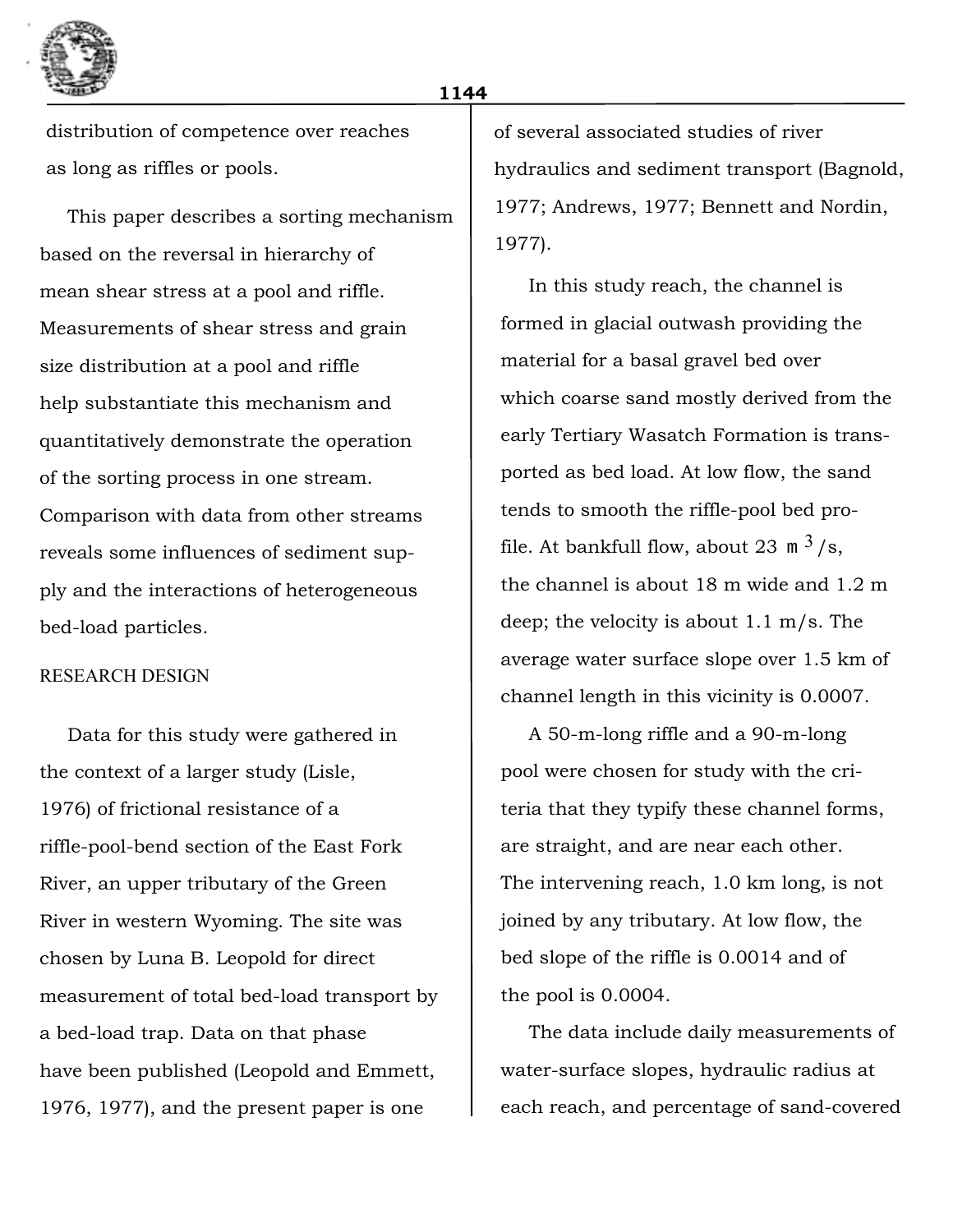distribution of competence over reaches as long as riffles or pools.

This paper describes a sorting mechanism based on the reversal in hierarchy of mean shear stress at a pool and riffle. Measurements of shear stress and grain size distribution at a pool and riffle help substantiate this mechanism and quantitatively demonstrate the operation of the sorting process in one stream. Comparison with data from other streams reveals some influences of sediment supply and the interactions of heterogeneous bed-load particles.

## RESEARCH DESIGN

Data for this study were gathered in the context of a larger study (Lisle, 1976) of frictional resistance of a riffle-pool-bend section of the East Fork River, an upper tributary of the Green River in western Wyoming. The site was chosen by Luna B. Leopold for direct measurement of total bed-load transport by a bed-load trap. Data on that phase have been published (Leopold and Emmett, 1976, 1977), and the present paper is one of several associated studies of river hydraulics and sediment transport (Bagnold, 1977; Andrews, 1977; Bennett and Nordin, 1977).

In this study reach, the channel is formed in glacial outwash providing the material for a basal gravel bed over which coarse sand mostly derived from the early Tertiary Wasatch Formation is transported as bed load. At low flow, the sand tends to smooth the riffle-pool bed profile. At bankfull flow, about 23 $m^3/s$, the channel is about 18 m wide and 1.2 m deep; the velocity is about 1.1 m/s. The average water surface slope over 1.5 km of channel length in this vicinity is 0.0007.

A 50-m-long riffle and a 90-m-long pool were chosen for study with the criteria that they typify these channel forms, are straight, and are near each other. The intervening reach, 1.0 km long, is not joined by any tributary. At low flow, the bed slope of the riffle is 0.0014 and of the pool is 0.0004.

The data include daily measurements of water-surface slopes, hydraulic radius at each reach, and percentage of sand-covered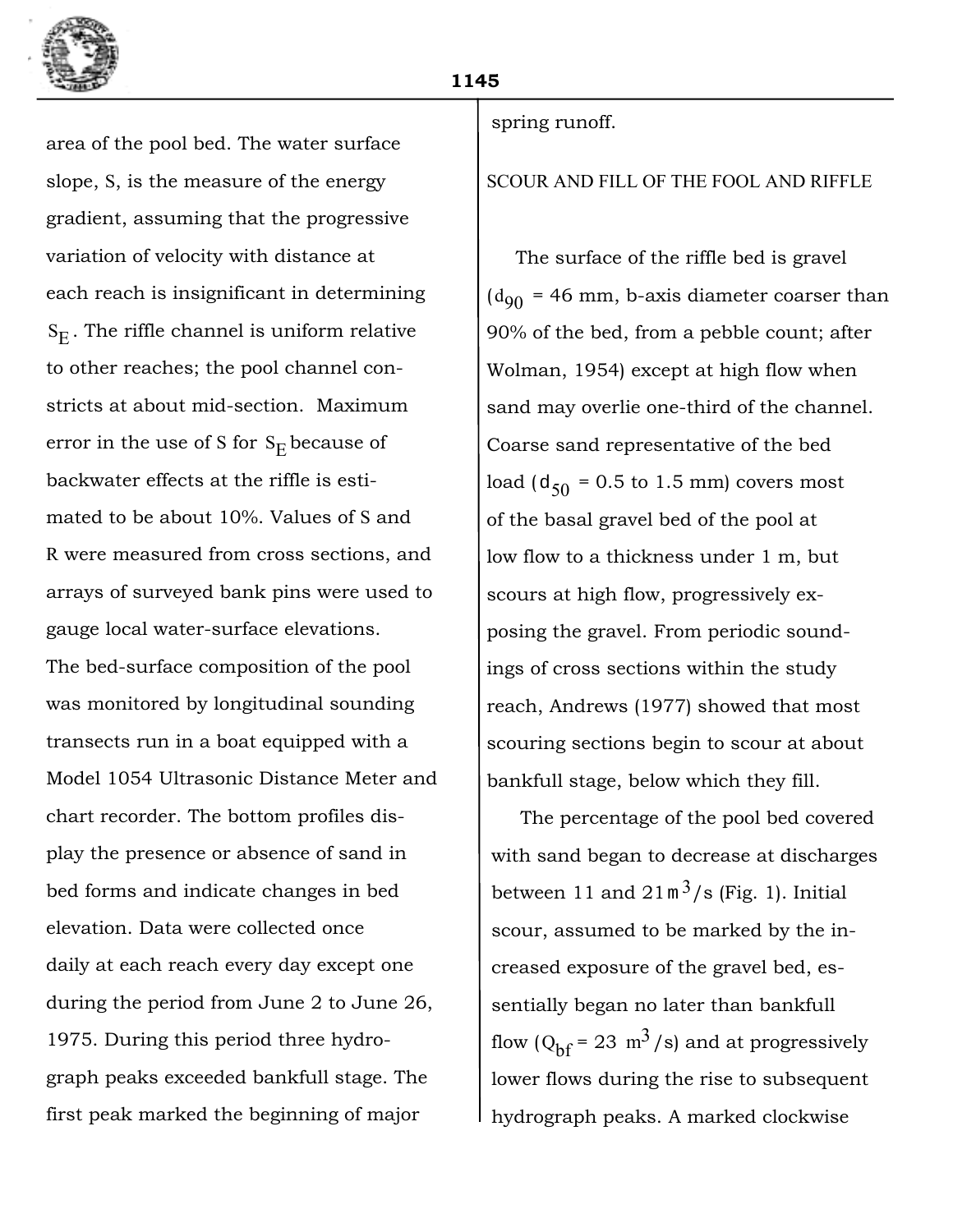area of the pool bed. The water surface slope, S, is the measure of the energy gradient, assuming that the progressive variation of velocity with distance at each reach is insignificant in determining $S_E$. The riffle channel is uniform relative to other reaches; the pool channel constricts at about mid-section. Maximum error in the use of S for $S_E$ because of backwater effects at the riffle is estimated to be about 10%. Values of S and R were measured from cross sections, and arrays of surveyed bank pins were used to gauge local water-surface elevations. The bed-surface composition of the pool was monitored by longitudinal sounding transects run in a boat equipped with a Model 1054 Ultrasonic Distance Meter and chart recorder. The bottom profiles display the presence or absence of sand in bed forms and indicate changes in bed elevation. Data were collected once daily at each reach every day except one during the period from June 2 to June 26, 1975. During this period three hydrograph peaks exceeded bankfull stage. The first peak marked the beginning of major spring runoff.

## SCOUR AND FILL OF THE FOOL AND RIFFLE

The surface of the riffle bed is gravel ($d_{90}$ = 46 mm, b-axis diameter coarser than 90% of the bed, from a pebble count; after Wolman, 1954) except at high flow when sand may overlie one-third of the channel. Coarse sand representative of the bed load ($d_{50}$ = 0.5 to 1.5 mm) covers most of the basal gravel bed of the pool at low flow to a thickness under 1 m, but scours at high flow, progressively exposing the gravel. From periodic soundings of cross sections within the study reach, Andrews (1977) showed that most scouring sections begin to scour at about bankfull stage, below which they fill.

The percentage of the pool bed covered with sand began to decrease at discharges between 11 and 21 $m^3/s$ (Fig. 1). Initial scour, assumed to be marked by the increased exposure of the gravel bed, essentially began no later than bankfull flow ($Q_{bf}$ = 23 $m^3/s$) and at progressively lower flows during the rise to subsequent hydrograph peaks. A marked clockwise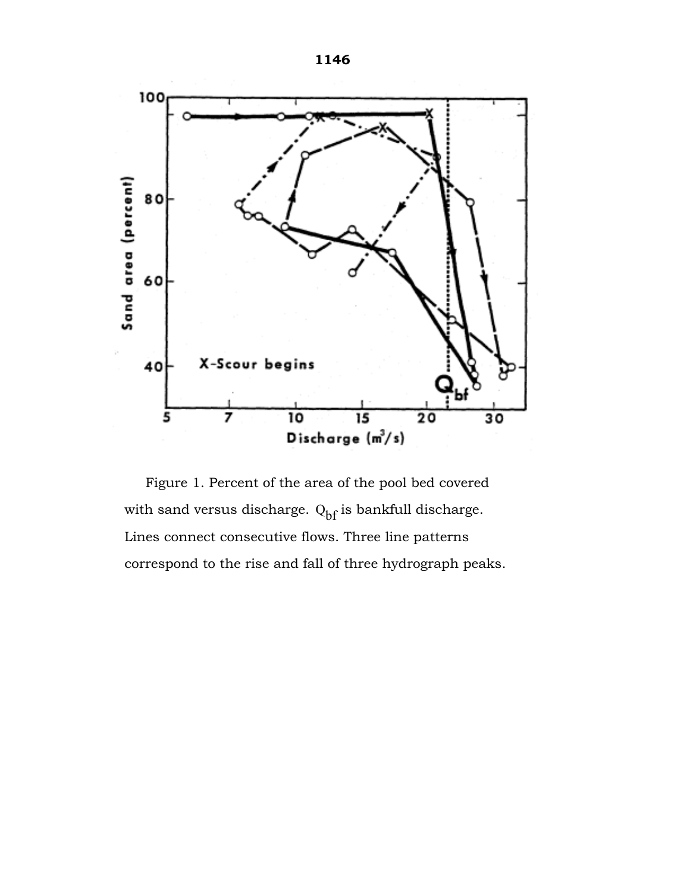Figure 1. Percent of the area of the pool bed covered with sand versus discharge. $Q_{bf}$ is bankfull discharge. Lines connect consecutive flows. Three line patterns correspond to the rise and fall of three hydrograph peaks.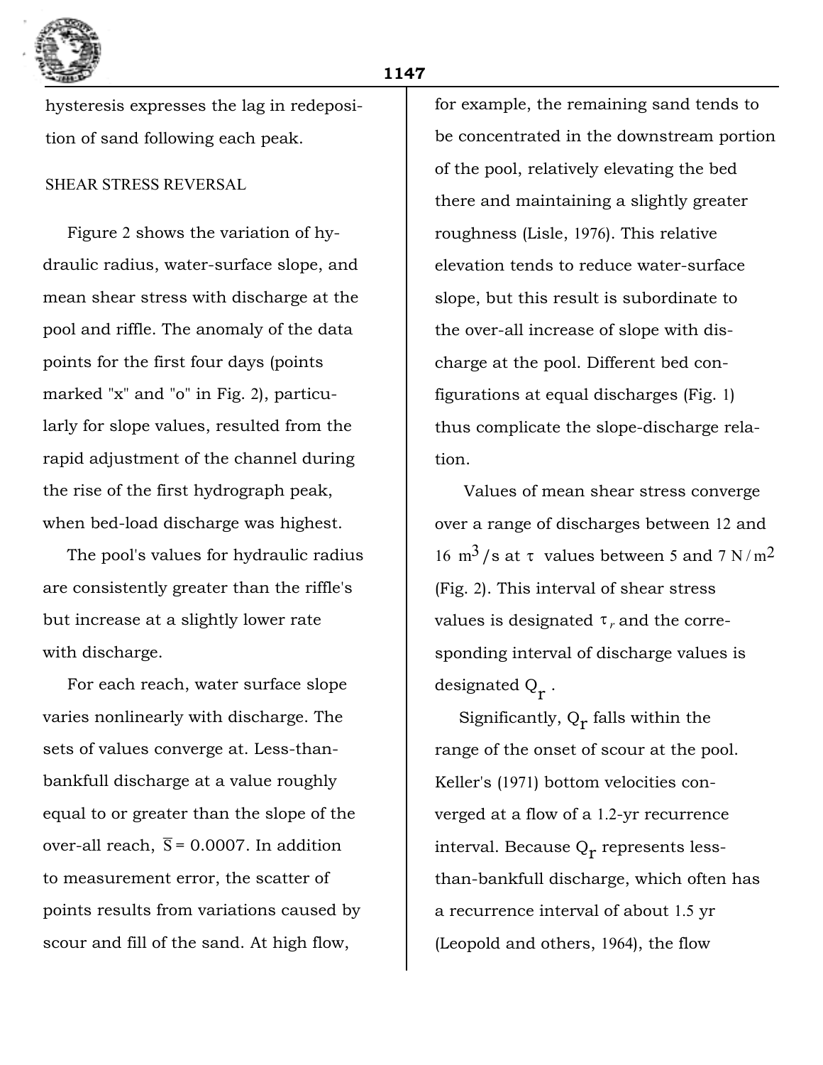hysteresis expresses the lag in redeposition of sand following each peak.

## SHEAR STRESS REVERSAL

Figure 2 shows the variation of hydraulic radius, water-surface slope, and mean shear stress with discharge at the pool and riffle. The anomaly of the data points for the first four days (points marked "x" and "o" in Fig. 2), particularly for slope values, resulted from the rapid adjustment of the channel during the rise of the first hydrograph peak, when bed-load discharge was highest.

The pool's values for hydraulic radius are consistently greater than the riffle's but increase at a slightly lower rate with discharge.

For each reach, water surface slope varies nonlinearly with discharge. The sets of values converge at. Less-than-bankfull discharge at a value roughly equal to or greater than the slope of the over-all reach, $\overline{S} = 0.0007$. In addition to measurement error, the scatter of points results from variations caused by scour and fill of the sand. At high flow, for example, the remaining sand tends to be concentrated in the downstream portion of the pool, relatively elevating the bed there and maintaining a slightly greater roughness (Lisle, 1976). This relative elevation tends to reduce water-surface slope, but this result is subordinate to the over-all increase of slope with discharge at the pool. Different bed configurations at equal discharges (Fig. 1) thus complicate the slope-discharge relation.

Values of mean shear stress converge over a range of discharges between 12 and 16 $m^3/s$ at $\tau$ values between 5 and 7 $N/m^2$ (Fig. 2). This interval of shear stress values is designated $\tau_r$ and the corresponding interval of discharge values is designated $Q_r$.

Significantly, $Q_r$ falls within the range of the onset of scour at the pool. Keller's (1971) bottom velocities converged at a flow of a 1.2-yr recurrence interval. Because $Q_r$ represents less-than-bankfull discharge, which often has a recurrence interval of about 1.5 yr (Leopold and others, 1964), the flow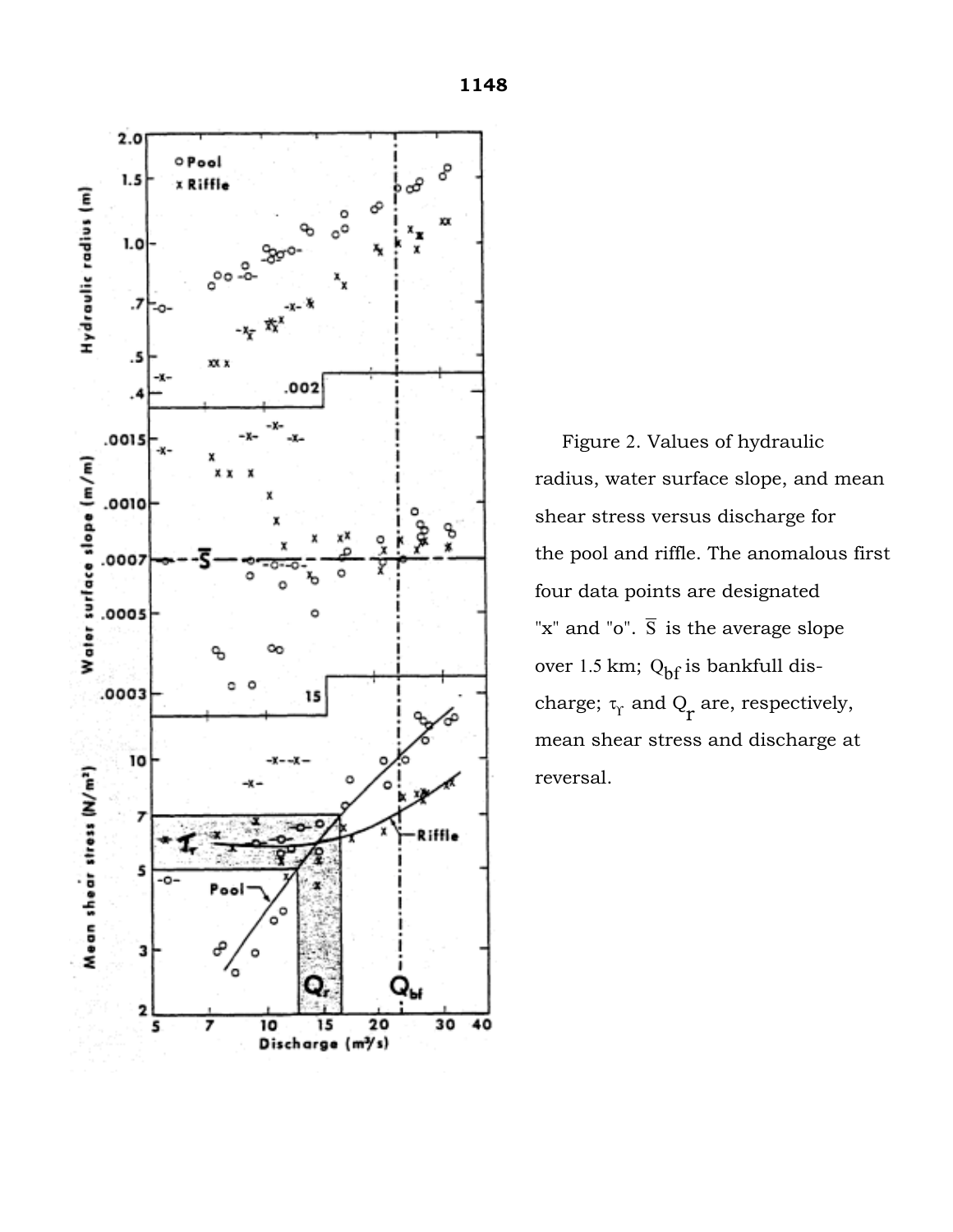Figure 2. Values of hydraulic radius, water surface slope, and mean shear stress versus discharge for the pool and riffle. The anomalous first four data points are designated "x" and "o". $\overline{S}$ is the average slope over 1.5 km; $Q_{bf}$ is bankfull discharge; $\tau_r$ and $Q_r$ are, respectively, mean shear stress and discharge at reversal.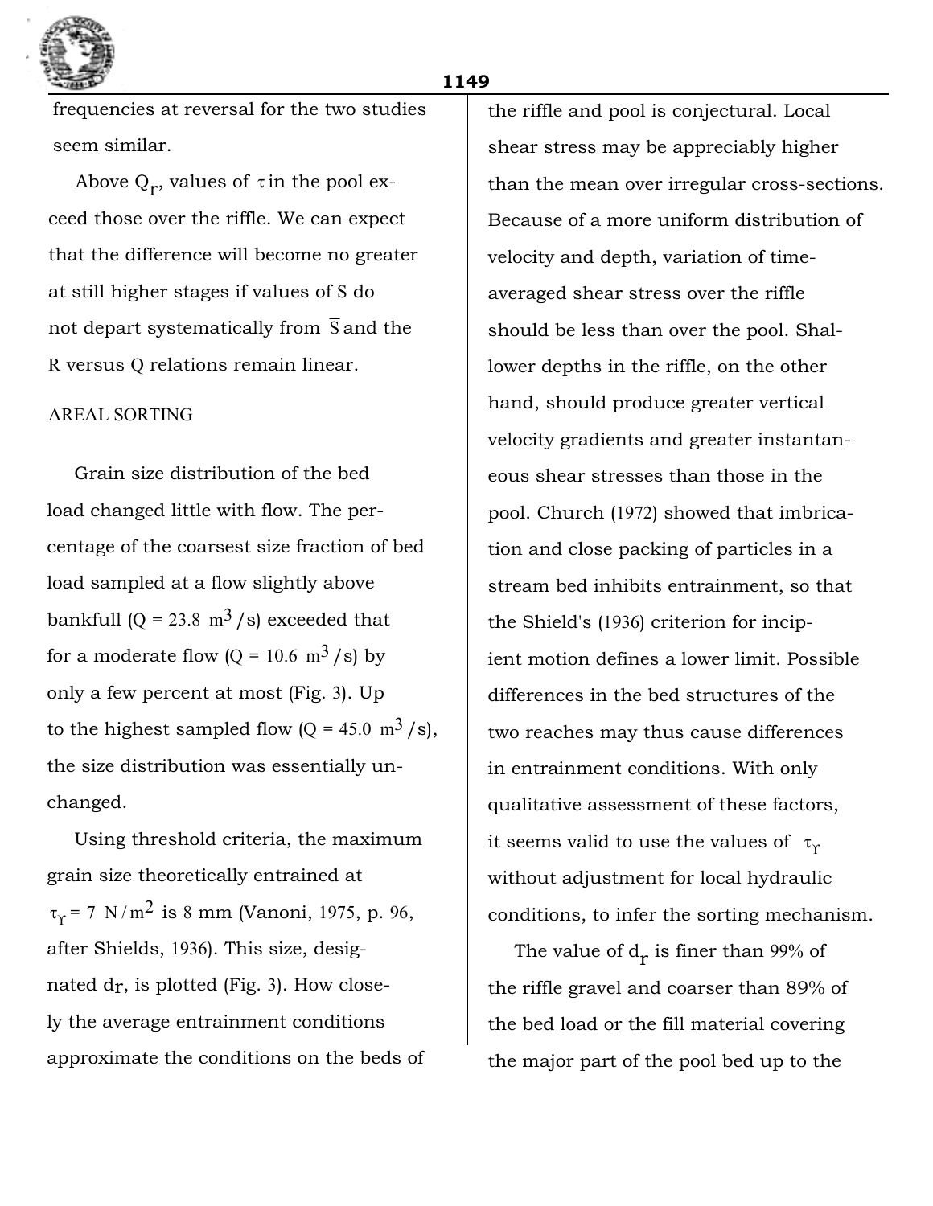frequencies at reversal for the two studies seem similar.

Above $Q_r$, values of $\tau$ in the pool exceed those over the riffle. We can expect that the difference will become no greater at still higher stages if values of S do not depart systematically from $\bar{S}$ and the R versus Q relations remain linear.

## AREAL SORTING

Grain size distribution of the bed load changed little with flow. The percentage of the coarsest size fraction of bed load sampled at a flow slightly above bankfull ($Q = 23.8\ m^3/s$) exceeded that for a moderate flow ($Q = 10.6\ m^3/s$) by only a few percent at most (Fig. 3). Up to the highest sampled flow ($Q = 45.0\ m^3/s$), the size distribution was essentially unchanged.

Using threshold criteria, the maximum grain size theoretically entrained at $\tau_r = 7\ N/m^2$ is 8 mm (Vanoni, 1975, p. 96, after Shields, 1936). This size, designated $d_r$, is plotted (Fig. 3). How closely the average entrainment conditions approximate the conditions on the beds of the riffle and pool is conjectural. Local shear stress may be appreciably higher than the mean over irregular cross-sections. Because of a more uniform distribution of velocity and depth, variation of time-averaged shear stress over the riffle should be less than over the pool. Shallower depths in the riffle, on the other hand, should produce greater vertical velocity gradients and greater instantaneous shear stresses than those in the pool. Church (1972) showed that imbrication and close packing of particles in a stream bed inhibits entrainment, so that the Shield's (1936) criterion for incipient motion defines a lower limit. Possible differences in the bed structures of the two reaches may thus cause differences in entrainment conditions. With only qualitative assessment of these factors, it seems valid to use the values of $\tau_r$ without adjustment for local hydraulic conditions, to infer the sorting mechanism.

The value of $d_r$ is finer than 99% of the riffle gravel and coarser than 89% of the bed load or the fill material covering the major part of the pool bed up to the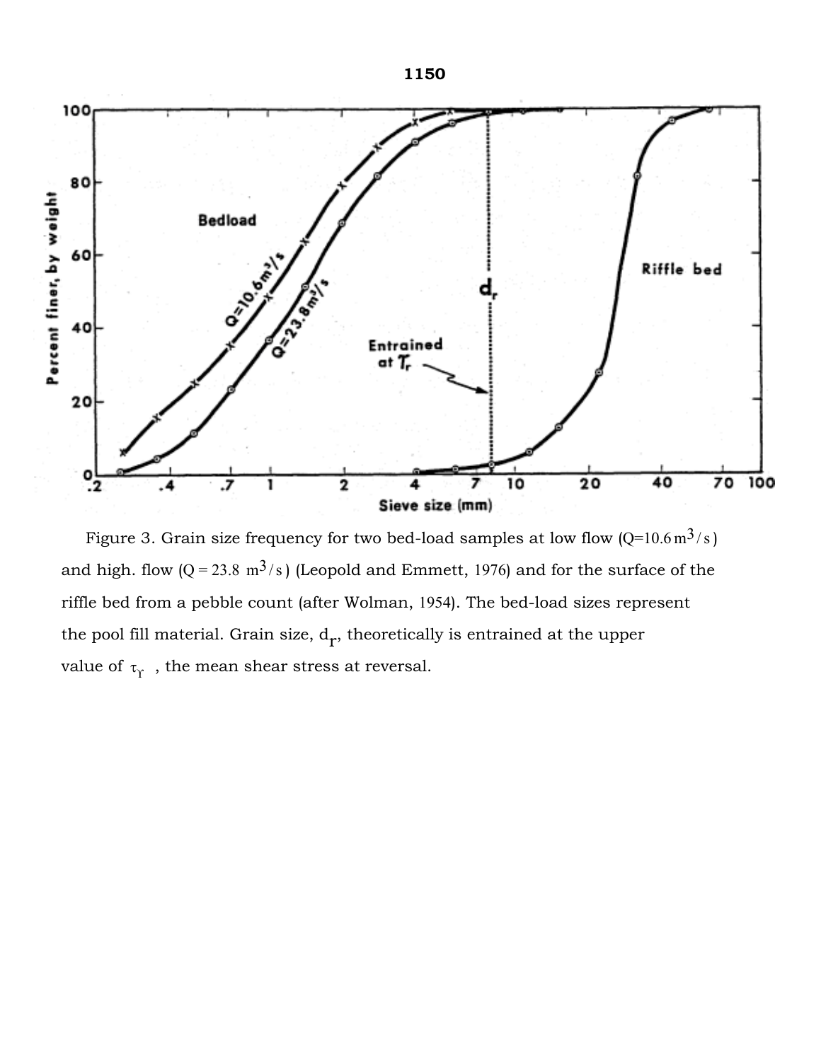Figure 3. Grain size frequency for two bed-load samples at low flow ($Q=10.6\ m^3/s$) and high. flow ($Q = 23.8\ m^3/s$) (Leopold and Emmett, 1976) and for the surface of the riffle bed from a pebble count (after Wolman, 1954). The bed-load sizes represent the pool fill material. Grain size, $d_r$, theoretically is entrained at the upper value of $\tau_r$, the mean shear stress at reversal.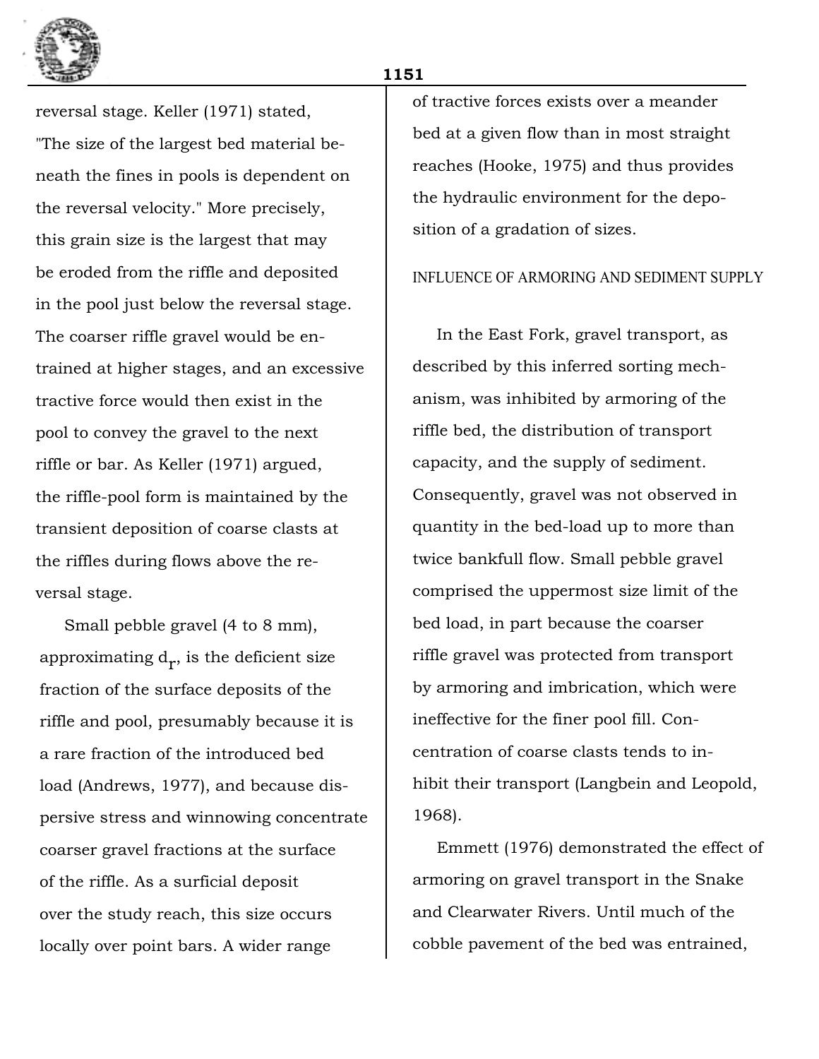reversal stage. Keller (1971) stated, "The size of the largest bed material beneath the fines in pools is dependent on the reversal velocity." More precisely, this grain size is the largest that may be eroded from the riffle and deposited in the pool just below the reversal stage. The coarser riffle gravel would be entrained at higher stages, and an excessive tractive force would then exist in the pool to convey the gravel to the next riffle or bar. As Keller (1971) argued, the riffle-pool form is maintained by the transient deposition of coarse clasts at the riffles during flows above the reversal stage.

Small pebble gravel (4 to 8 mm), approximating $d_r$, is the deficient size fraction of the surface deposits of the riffle and pool, presumably because it is a rare fraction of the introduced bed load (Andrews, 1977), and because dispersive stress and winnowing concentrate coarser gravel fractions at the surface of the riffle. As a surficial deposit over the study reach, this size occurs locally over point bars. A wider range of tractive forces exists over a meander bed at a given flow than in most straight reaches (Hooke, 1975) and thus provides the hydraulic environment for the deposition of a gradation of sizes.

## INFLUENCE OF ARMORING AND SEDIMENT SUPPLY

In the East Fork, gravel transport, as described by this inferred sorting mechanism, was inhibited by armoring of the riffle bed, the distribution of transport capacity, and the supply of sediment. Consequently, gravel was not observed in quantity in the bed-load up to more than twice bankfull flow. Small pebble gravel comprised the uppermost size limit of the bed load, in part because the coarser riffle gravel was protected from transport by armoring and imbrication, which were ineffective for the finer pool fill. Concentration of coarse clasts tends to inhibit their transport (Langbein and Leopold, 1968).

Emmett (1976) demonstrated the effect of armoring on gravel transport in the Snake and Clearwater Rivers. Until much of the cobble pavement of the bed was entrained,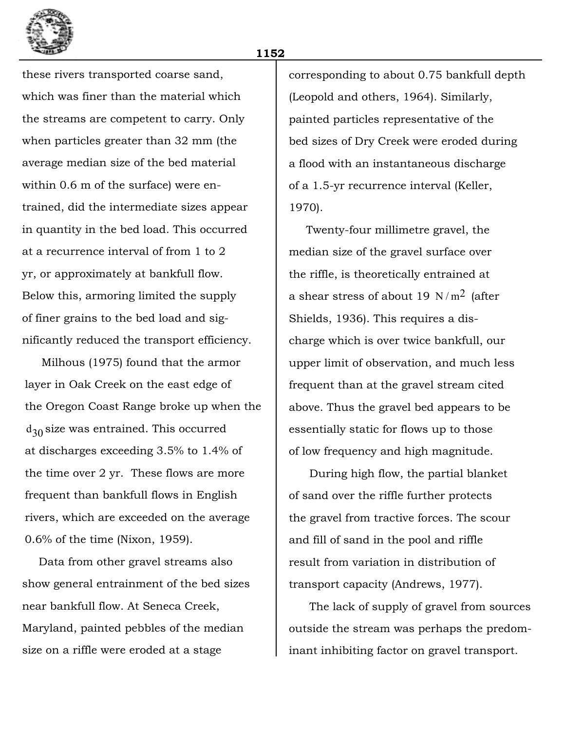these rivers transported coarse sand, which was finer than the material which the streams are competent to carry. Only when particles greater than 32 mm (the average median size of the bed material within 0.6 m of the surface) were entrained, did the intermediate sizes appear in quantity in the bed load. This occurred at a recurrence interval of from 1 to 2 yr, or approximately at bankfull flow. Below this, armoring limited the supply of finer grains to the bed load and significantly reduced the transport efficiency.

Milhous (1975) found that the armor layer in Oak Creek on the east edge of the Oregon Coast Range broke up when the $d_{30}$ size was entrained. This occurred at discharges exceeding 3.5% to 1.4% of the time over 2 yr. These flows are more frequent than bankfull flows in English rivers, which are exceeded on the average 0.6% of the time (Nixon, 1959).

Data from other gravel streams also show general entrainment of the bed sizes near bankfull flow. At Seneca Creek, Maryland, painted pebbles of the median size on a riffle were eroded at a stage corresponding to about 0.75 bankfull depth (Leopold and others, 1964). Similarly, painted particles representative of the bed sizes of Dry Creek were eroded during a flood with an instantaneous discharge of a 1.5-yr recurrence interval (Keller, 1970).

Twenty-four millimetre gravel, the median size of the gravel surface over the riffle, is theoretically entrained at a shear stress of about 19 $N/m^2$ (after Shields, 1936). This requires a discharge which is over twice bankfull, our upper limit of observation, and much less frequent than at the gravel stream cited above. Thus the gravel bed appears to be essentially static for flows up to those of low frequency and high magnitude.

During high flow, the partial blanket of sand over the riffle further protects the gravel from tractive forces. The scour and fill of sand in the pool and riffle result from variation in distribution of transport capacity (Andrews, 1977).

The lack of supply of gravel from sources outside the stream was perhaps the predominant inhibiting factor on gravel transport.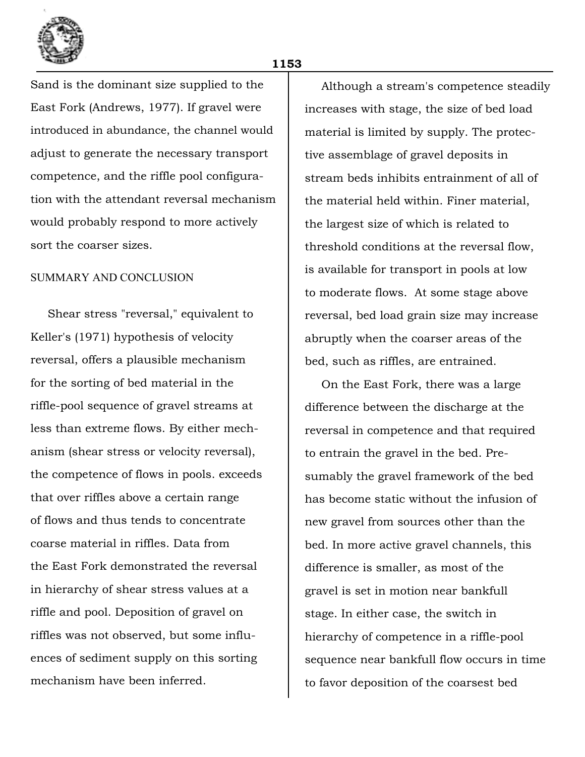Sand is the dominant size supplied to the East Fork (Andrews, 1977). If gravel were introduced in abundance, the channel would adjust to generate the necessary transport competence, and the riffle pool configuration with the attendant reversal mechanism would probably respond to more actively sort the coarser sizes.

## SUMMARY AND CONCLUSION

Shear stress "reversal," equivalent to Keller's (1971) hypothesis of velocity reversal, offers a plausible mechanism for the sorting of bed material in the riffle-pool sequence of gravel streams at less than extreme flows. By either mechanism (shear stress or velocity reversal), the competence of flows in pools. exceeds that over riffles above a certain range of flows and thus tends to concentrate coarse material in riffles. Data from the East Fork demonstrated the reversal in hierarchy of shear stress values at a riffle and pool. Deposition of gravel on riffles was not observed, but some influences of sediment supply on this sorting mechanism have been inferred.

Although a stream's competence steadily increases with stage, the size of bed load material is limited by supply. The protective assemblage of gravel deposits in stream beds inhibits entrainment of all of the material held within. Finer material, the largest size of which is related to threshold conditions at the reversal flow, is available for transport in pools at low to moderate flows. At some stage above reversal, bed load grain size may increase abruptly when the coarser areas of the bed, such as riffles, are entrained.

On the East Fork, there was a large difference between the discharge at the reversal in competence and that required to entrain the gravel in the bed. Presumably the gravel framework of the bed has become static without the infusion of new gravel from sources other than the bed. In more active gravel channels, this difference is smaller, as most of the gravel is set in motion near bankfull stage. In either case, the switch in hierarchy of competence in a riffle-pool sequence near bankfull flow occurs in time to favor deposition of the coarsest bed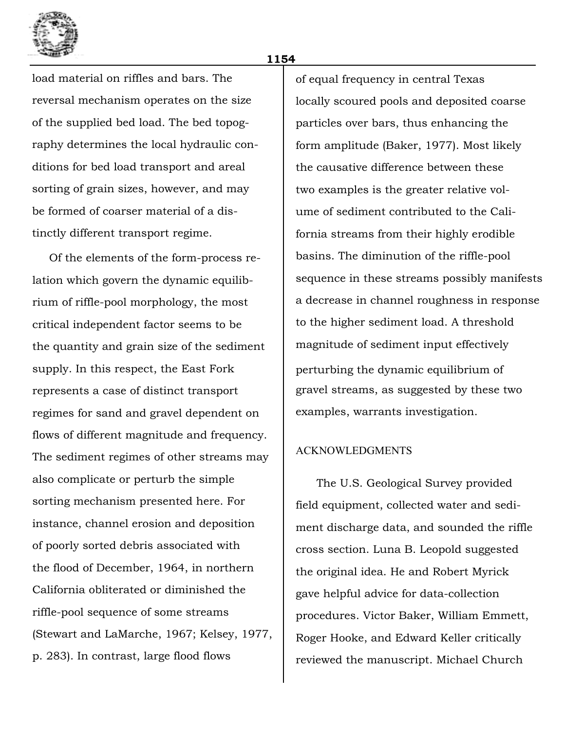load material on riffles and bars. The reversal mechanism operates on the size of the supplied bed load. The bed topography determines the local hydraulic conditions for bed load transport and areal sorting of grain sizes, however, and may be formed of coarser material of a distinctly different transport regime.

Of the elements of the form-process relation which govern the dynamic equilibrium of riffle-pool morphology, the most critical independent factor seems to be the quantity and grain size of the sediment supply. In this respect, the East Fork represents a case of distinct transport regimes for sand and gravel dependent on flows of different magnitude and frequency. The sediment regimes of other streams may also complicate or perturb the simple sorting mechanism presented here. For instance, channel erosion and deposition of poorly sorted debris associated with the flood of December, 1964, in northern California obliterated or diminished the riffle-pool sequence of some streams (Stewart and LaMarche, 1967; Kelsey, 1977, p. 283). In contrast, large flood flows of equal frequency in central Texas locally scoured pools and deposited coarse particles over bars, thus enhancing the form amplitude (Baker, 1977). Most likely the causative difference between these two examples is the greater relative volume of sediment contributed to the California streams from their highly erodible basins. The diminution of the riffle-pool sequence in these streams possibly manifests a decrease in channel roughness in response to the higher sediment load. A threshold magnitude of sediment input effectively perturbing the dynamic equilibrium of gravel streams, as suggested by these two examples, warrants investigation.

## ACKNOWLEDGMENTS

The U.S. Geological Survey provided field equipment, collected water and sediment discharge data, and sounded the riffle cross section. Luna B. Leopold suggested the original idea. He and Robert Myrick gave helpful advice for data-collection procedures. Victor Baker, William Emmett, Roger Hooke, and Edward Keller critically reviewed the manuscript. Michael Church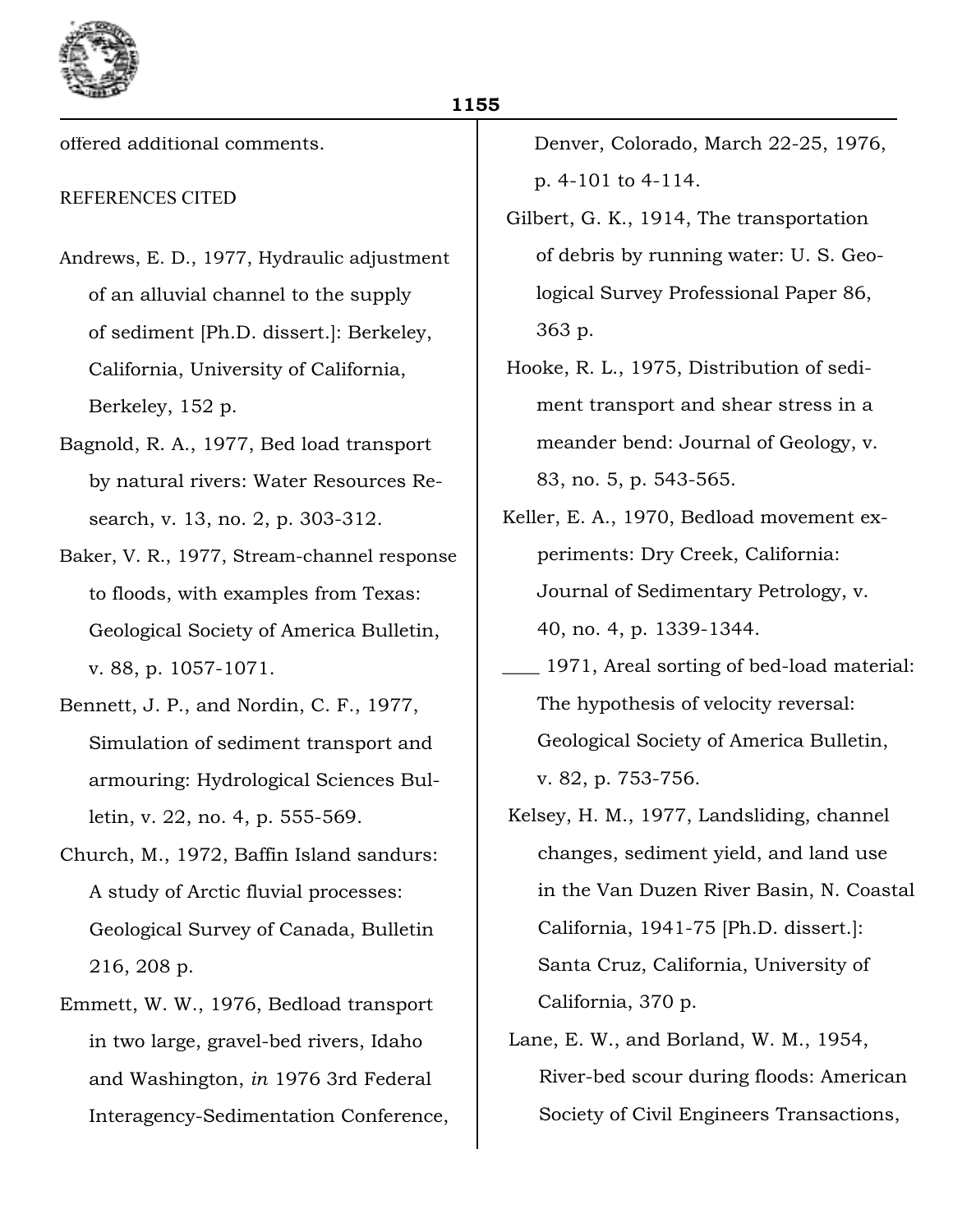offered additional comments.

## REFERENCES CITED

Andrews, E. D., 1977, Hydraulic adjustment of an alluvial channel to the supply of sediment [Ph.D. dissert.]: Berkeley, California, University of California, Berkeley, 152 p.

Bagnold, R. A., 1977, Bed load transport by natural rivers: Water Resources Research, v. 13, no. 2, p. 303-312.

Baker, V. R., 1977, Stream-channel response to floods, with examples from Texas: Geological Society of America Bulletin, v. 88, p. 1057-1071.

Bennett, J. P., and Nordin, C. F., 1977, Simulation of sediment transport and armouring: Hydrological Sciences Bulletin, v. 22, no. 4, p. 555-569.

Church, M., 1972, Baffin Island sandurs: A study of Arctic fluvial processes: Geological Survey of Canada, Bulletin 216, 208 p.

Emmett, W. W., 1976, Bedload transport in two large, gravel-bed rivers, Idaho and Washington, *in* 1976 3rd Federal Interagency-Sedimentation Conference, Denver, Colorado, March 22-25, 1976, p. 4-101 to 4-114.

Gilbert, G. K., 1914, The transportation of debris by running water: U. S. Geological Survey Professional Paper 86, 363 p.

Hooke, R. L., 1975, Distribution of sediment transport and shear stress in a meander bend: Journal of Geology, v. 83, no. 5, p. 543-565.

Keller, E. A., 1970, Bedload movement experiments: Dry Creek, California: Journal of Sedimentary Petrology, v. 40, no. 4, p. 1339-1344.

____ 1971, Areal sorting of bed-load material: The hypothesis of velocity reversal: Geological Society of America Bulletin, v. 82, p. 753-756.

Kelsey, H. M., 1977, Landsliding, channel changes, sediment yield, and land use in the Van Duzen River Basin, N. Coastal California, 1941-75 [Ph.D. dissert.]: Santa Cruz, California, University of California, 370 p.

Lane, E. W., and Borland, W. M., 1954, River-bed scour during floods: American Society of Civil Engineers Transactions,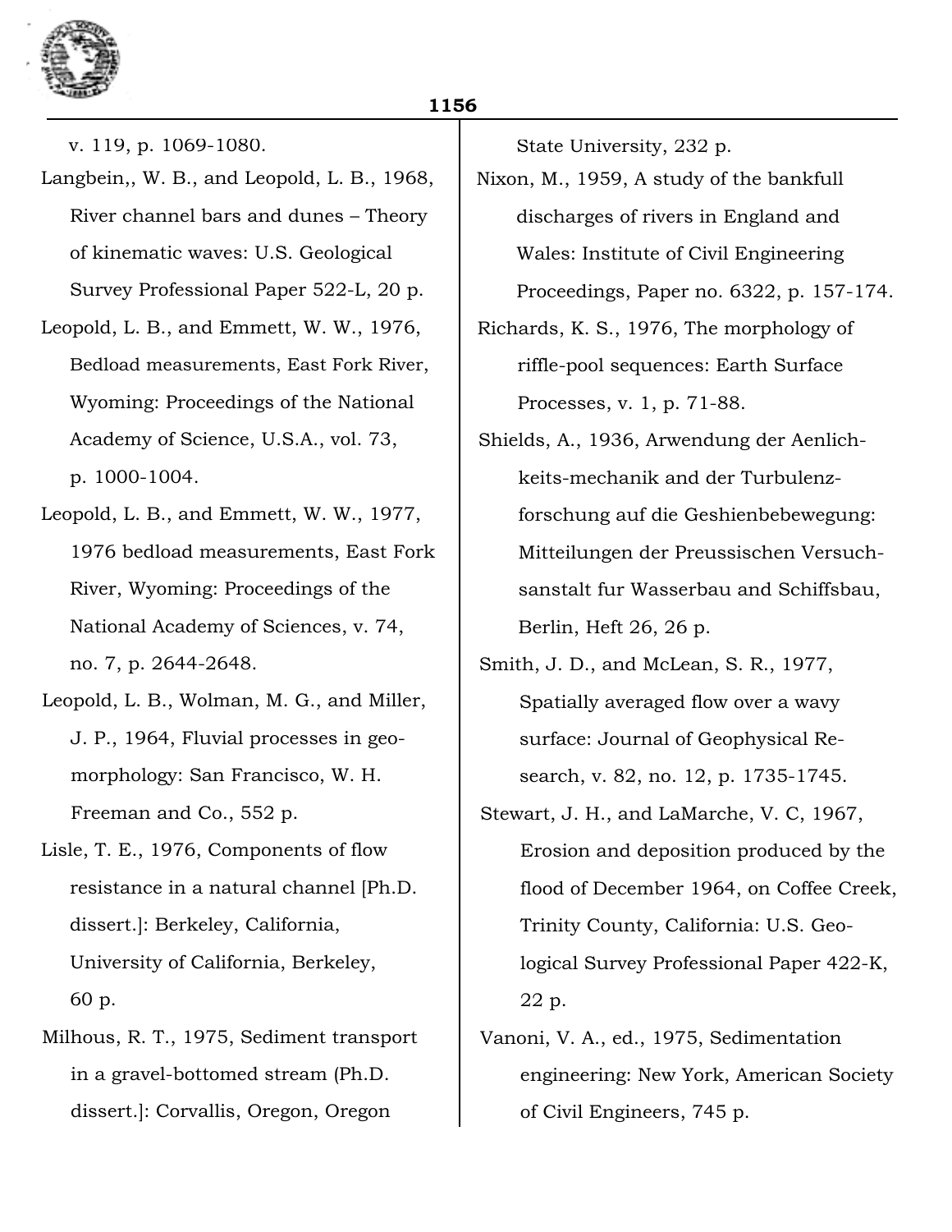v. 119, p. 1069-1080.

Langbein,, W. B., and Leopold, L. B., 1968, River channel bars and dunes – Theory of kinematic waves: U.S. Geological Survey Professional Paper 522-L, 20 p.

Leopold, L. B., and Emmett, W. W., 1976, Bedload measurements, East Fork River, Wyoming: Proceedings of the National Academy of Science, U.S.A., vol. 73, p. 1000-1004.

Leopold, L. B., and Emmett, W. W., 1977, 1976 bedload measurements, East Fork River, Wyoming: Proceedings of the National Academy of Sciences, v. 74, no. 7, p. 2644-2648.

Leopold, L. B., Wolman, M. G., and Miller, J. P., 1964, Fluvial processes in geomorphology: San Francisco, W. H. Freeman and Co., 552 p.

Lisle, T. E., 1976, Components of flow resistance in a natural channel [Ph.D. dissert.]: Berkeley, California, University of California, Berkeley, 60 p.

Milhous, R. T., 1975, Sediment transport in a gravel-bottomed stream (Ph.D. dissert.]: Corvallis, Oregon, Oregon State University, 232 p.

Nixon, M., 1959, A study of the bankfull discharges of rivers in England and Wales: Institute of Civil Engineering Proceedings, Paper no. 6322, p. 157-174.

Richards, K. S., 1976, The morphology of riffle-pool sequences: Earth Surface Processes, v. 1, p. 71-88.

Shields, A., 1936, Arwendung der Aenlichkeits-mechanik and der Turbulenzforschung auf die Geshienbebewegung: Mitteilungen der Preussischen Versuchsanstalt fur Wasserbau and Schiffsbau, Berlin, Heft 26, 26 p.

Smith, J. D., and McLean, S. R., 1977, Spatially averaged flow over a wavy surface: Journal of Geophysical Research, v. 82, no. 12, p. 1735-1745.

Stewart, J. H., and LaMarche, V. C, 1967, Erosion and deposition produced by the flood of December 1964, on Coffee Creek, Trinity County, California: U.S. Geological Survey Professional Paper 422-K, 22 p.

Vanoni, V. A., ed., 1975, Sedimentation engineering: New York, American Society of Civil Engineers, 745 p.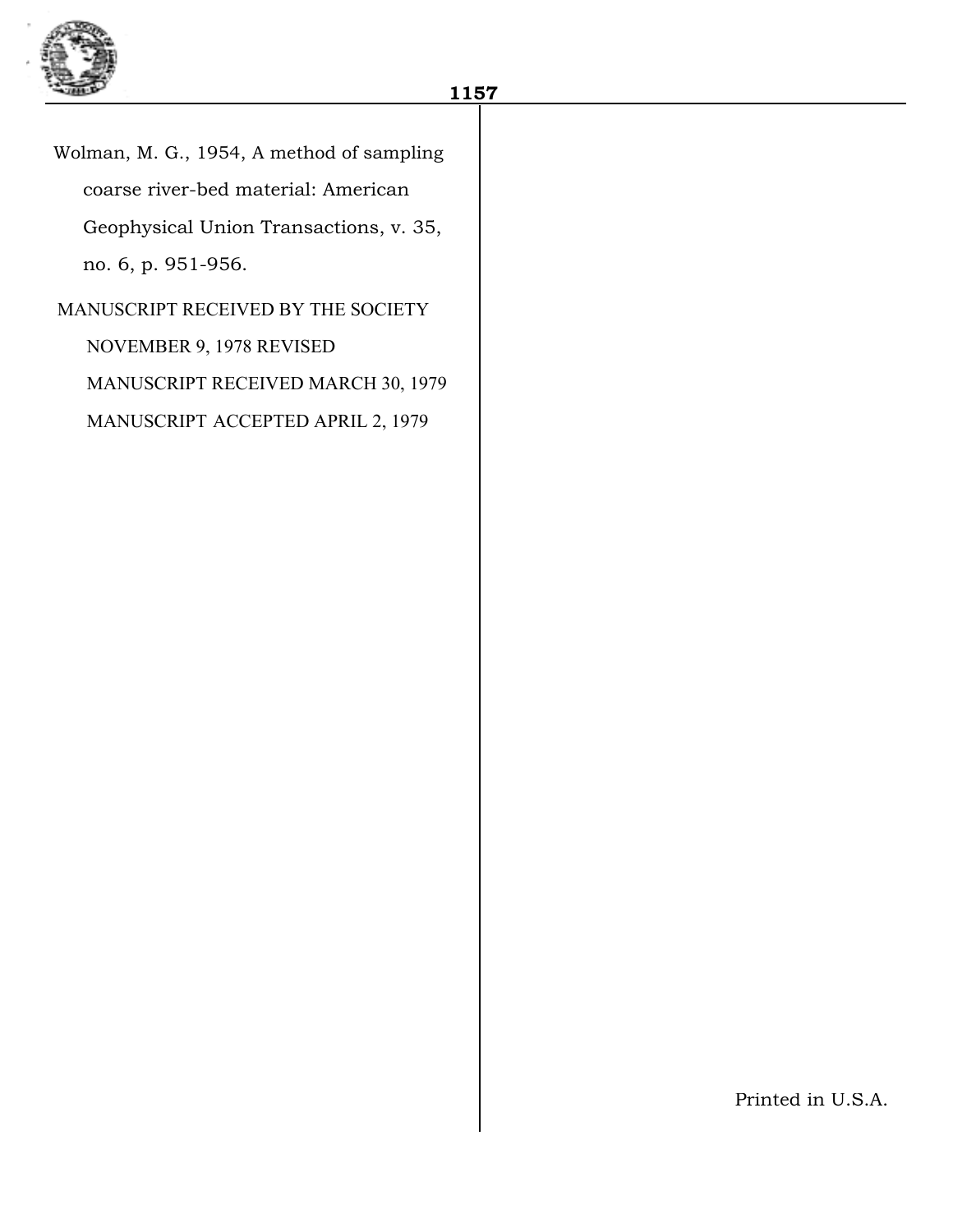Wolman, M. G., 1954, A method of sampling coarse river-bed material: American Geophysical Union Transactions, v. 35, no. 6, p. 951-956.

MANUSCRIPT RECEIVED BY THE SOCIETY NOVEMBER 9, 1978 REVISED MANUSCRIPT RECEIVED MARCH 30, 1979 MANUSCRIPT ACCEPTED APRIL 2, 1979

Printed in U.S.A.